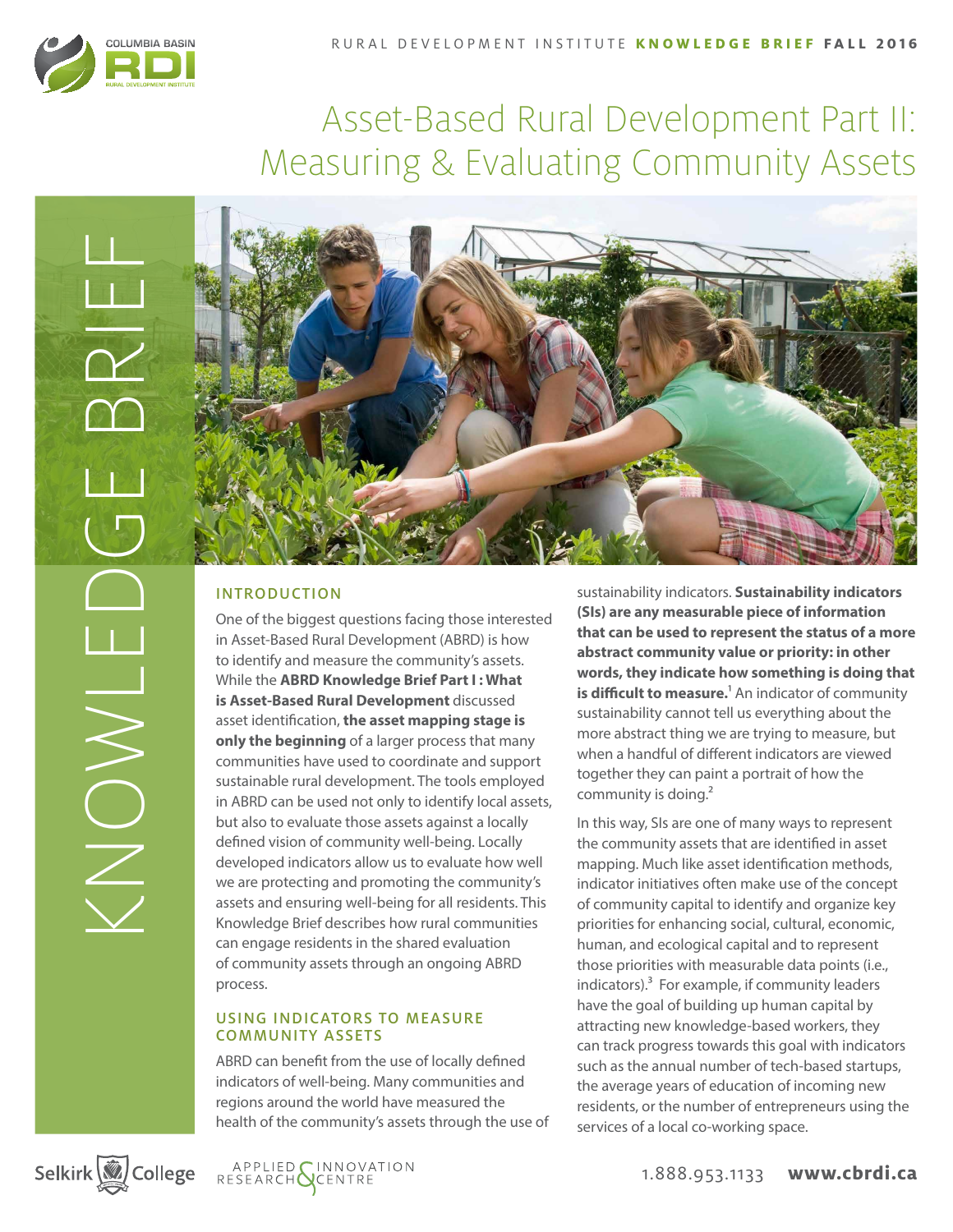# Asset-Based Rural Development Part II: Measuring & Evaluating Community Assets

## INTRODUCTION

One of the biggest questions facing those interested in Asset-Based Rural Development (ABRD) is how to identify and measure the community's assets. While the **ABRD Knowledge Brief Part I : What is Asset-Based Rural Development** discussed asset identification, **the asset mapping stage is only the beginning** of a larger process that many communities have used to coordinate and support sustainable rural development. The tools employed in ABRD can be used not only to identify local assets, but also to evaluate those assets against a locally defined vision of community well-being. Locally developed indicators allow us to evaluate how well we are protecting and promoting the community's assets and ensuring well-being for all residents. This Knowledge Brief describes how rural communities can engage residents in the shared evaluation of community assets through an ongoing ABRD process.

## USING INDICATORS TO MEASURE COMMUNITY ASSETS

ABRD can benefit from the use of locally defined indicators of well-being. Many communities and regions around the world have measured the health of the community's assets through the use of sustainability indicators. **Sustainability indicators (SIs) are any measurable piece of information that can be used to represent the status of a more abstract community value or priority: in other words, they indicate how something is doing that is difficult to measure.**[1] An indicator of community sustainability cannot tell us everything about the more abstract thing we are trying to measure, but when a handful of different indicators are viewed together they can paint a portrait of how the community is doing.[2]

In this way, SIs are one of many ways to represent the community assets that are identified in asset mapping. Much like asset identification methods, indicator initiatives often make use of the concept of community capital to identify and organize key priorities for enhancing social, cultural, economic, human, and ecological capital and to represent those priorities with measurable data points (i.e., indicators).[3] For example, if community leaders have the goal of building up human capital by attracting new knowledge-based workers, they can track progress towards this goal with indicators such as the annual number of tech-based startups, the average years of education of incoming new residents, or the number of entrepreneurs using the services of a local co-working space.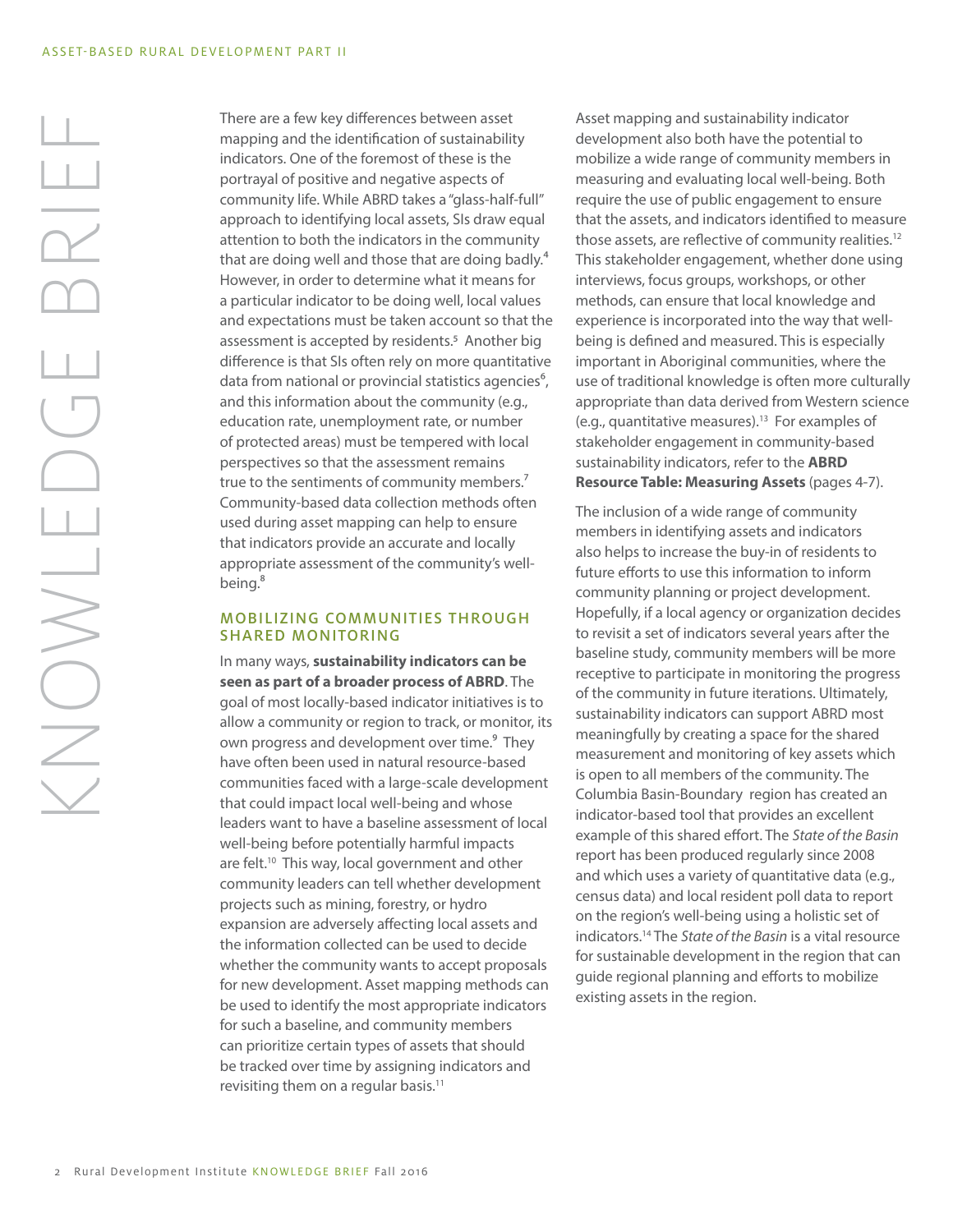There are a few key differences between asset mapping and the identification of sustainability indicators. One of the foremost of these is the portrayal of positive and negative aspects of community life. While ABRD takes a "glass-half-full" approach to identifying local assets, SIs draw equal attention to both the indicators in the community that are doing well and those that are doing badly.[4] However, in order to determine what it means for a particular indicator to be doing well, local values and expectations must be taken account so that the assessment is accepted by residents.[5] Another big difference is that SIs often rely on more quantitative data from national or provincial statistics agencies[6], and this information about the community (e.g., education rate, unemployment rate, or number of protected areas) must be tempered with local perspectives so that the assessment remains true to the sentiments of community members.[7] Community-based data collection methods often used during asset mapping can help to ensure that indicators provide an accurate and locally appropriate assessment of the community's well-being.[8]

## MOBILIZING COMMUNITIES THROUGH SHARED MONITORING

In many ways, **sustainability indicators can be seen as part of a broader process of ABRD**. The goal of most locally-based indicator initiatives is to allow a community or region to track, or monitor, its own progress and development over time.[9] They have often been used in natural resource-based communities faced with a large-scale development that could impact local well-being and whose leaders want to have a baseline assessment of local well-being before potentially harmful impacts are felt.[10] This way, local government and other community leaders can tell whether development projects such as mining, forestry, or hydro expansion are adversely affecting local assets and the information collected can be used to decide whether the community wants to accept proposals for new development. Asset mapping methods can be used to identify the most appropriate indicators for such a baseline, and community members can prioritize certain types of assets that should be tracked over time by assigning indicators and revisiting them on a regular basis.[11]

Asset mapping and sustainability indicator development also both have the potential to mobilize a wide range of community members in measuring and evaluating local well-being. Both require the use of public engagement to ensure that the assets, and indicators identified to measure those assets, are reflective of community realities.[12] This stakeholder engagement, whether done using interviews, focus groups, workshops, or other methods, can ensure that local knowledge and experience is incorporated into the way that well-being is defined and measured. This is especially important in Aboriginal communities, where the use of traditional knowledge is often more culturally appropriate than data derived from Western science (e.g., quantitative measures).[13] For examples of stakeholder engagement in community-based sustainability indicators, refer to the **ABRD Resource Table: Measuring Assets** (pages 4-7).

The inclusion of a wide range of community members in identifying assets and indicators also helps to increase the buy-in of residents to future efforts to use this information to inform community planning or project development. Hopefully, if a local agency or organization decides to revisit a set of indicators several years after the baseline study, community members will be more receptive to participate in monitoring the progress of the community in future iterations. Ultimately, sustainability indicators can support ABRD most meaningfully by creating a space for the shared measurement and monitoring of key assets which is open to all members of the community. The Columbia Basin-Boundary region has created an indicator-based tool that provides an excellent example of this shared effort. The *State of the Basin* report has been produced regularly since 2008 and which uses a variety of quantitative data (e.g., census data) and local resident poll data to report on the region's well-being using a holistic set of indicators.[14] The *State of the Basin* is a vital resource for sustainable development in the region that can guide regional planning and efforts to mobilize existing assets in the region.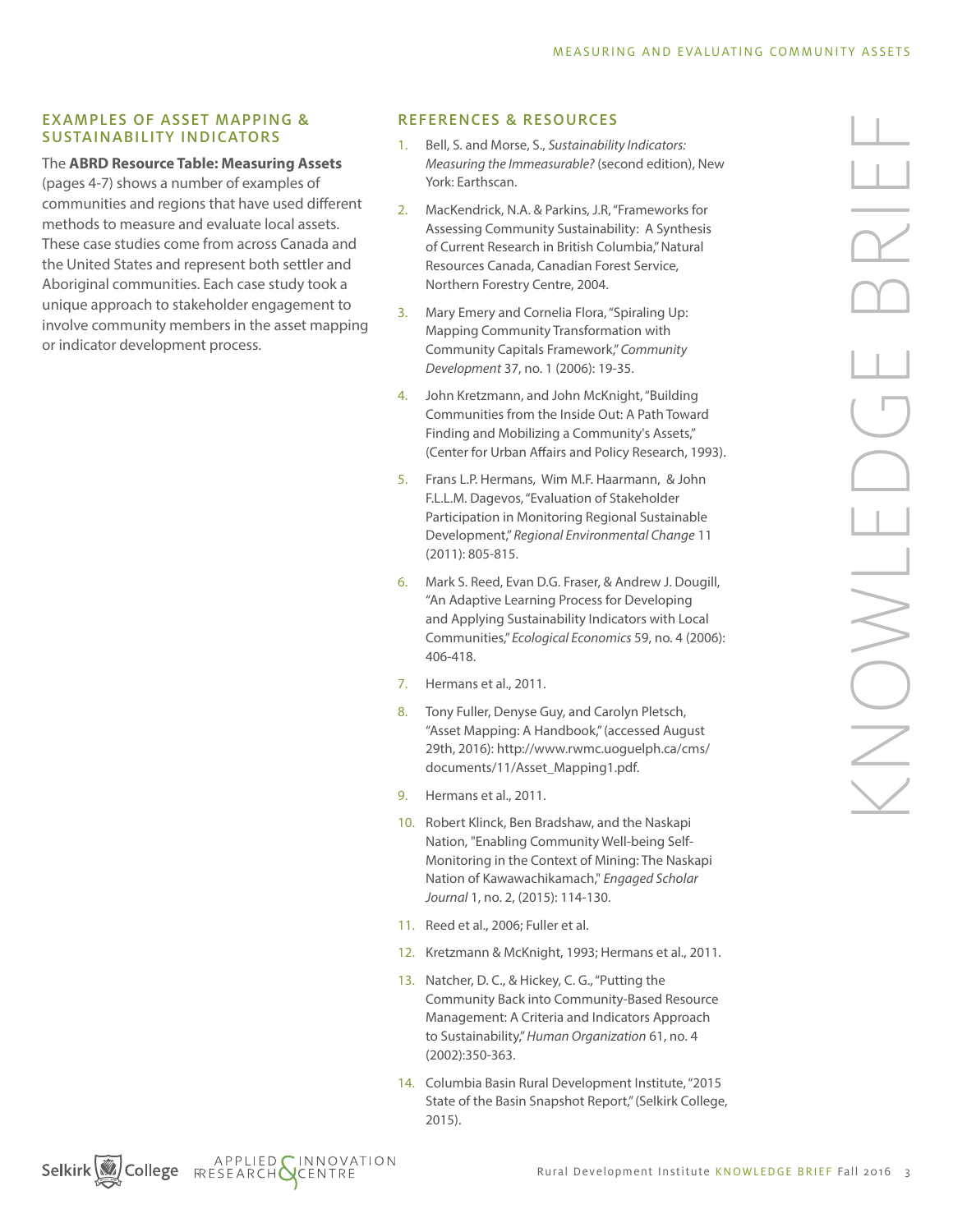## EXAMPLES OF ASSET MAPPING & SUSTAINABILITY INDICATORS

The **ABRD Resource Table: Measuring Assets** (pages 4-7) shows a number of examples of communities and regions that have used different methods to measure and evaluate local assets. These case studies come from across Canada and the United States and represent both settler and Aboriginal communities. Each case study took a unique approach to stakeholder engagement to involve community members in the asset mapping or indicator development process.

## REFERENCES & RESOURCES

1. Bell, S. and Morse, S., *Sustainability Indicators: Measuring the Immeasurable?* (second edition), New York: Earthscan.
2. MacKendrick, N.A. & Parkins, J.R, "Frameworks for Assessing Community Sustainability: A Synthesis of Current Research in British Columbia," Natural Resources Canada, Canadian Forest Service, Northern Forestry Centre, 2004.
3. Mary Emery and Cornelia Flora, "Spiraling Up: Mapping Community Transformation with Community Capitals Framework," *Community Development* 37, no. 1 (2006): 19-35.
4. John Kretzmann, and John McKnight, "Building Communities from the Inside Out: A Path Toward Finding and Mobilizing a Community's Assets," (Center for Urban Affairs and Policy Research, 1993).
5. Frans L.P. Hermans, Wim M.F. Haarmann, & John F.L.L.M. Dagevos, "Evaluation of Stakeholder Participation in Monitoring Regional Sustainable Development," *Regional Environmental Change* 11 (2011): 805-815.
6. Mark S. Reed, Evan D.G. Fraser, & Andrew J. Dougill, "An Adaptive Learning Process for Developing and Applying Sustainability Indicators with Local Communities," *Ecological Economics* 59, no. 4 (2006): 406-418.
7. Hermans et al., 2011.
8. Tony Fuller, Denyse Guy, and Carolyn Pletsch, "Asset Mapping: A Handbook," (accessed August 29th, 2016): http://www.rwmc.uoguelph.ca/cms/documents/11/Asset_Mapping1.pdf.
9. Hermans et al., 2011.
10. Robert Klinck, Ben Bradshaw, and the Naskapi Nation, "Enabling Community Well-being Self-Monitoring in the Context of Mining: The Naskapi Nation of Kawawachikamach," *Engaged Scholar Journal* 1, no. 2, (2015): 114-130.
11. Reed et al., 2006; Fuller et al.
12. Kretzmann & McKnight, 1993; Hermans et al., 2011.
13. Natcher, D. C., & Hickey, C. G., "Putting the Community Back into Community-Based Resource Management: A Criteria and Indicators Approach to Sustainability," *Human Organization* 61, no. 4 (2002):350-363.
14. Columbia Basin Rural Development Institute, "2015 State of the Basin Snapshot Report," (Selkirk College, 2015).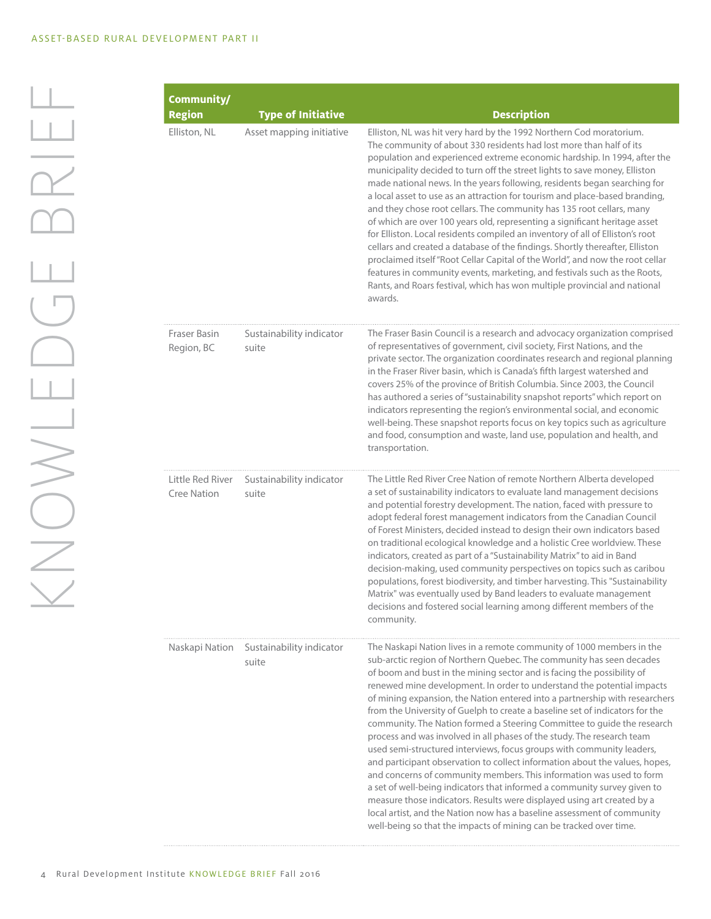| Community/ Region | Type of Initiative | Description |
|---|---|---|
| Elliston, NL | Asset mapping initiative | Elliston, NL was hit very hard by the 1992 Northern Cod moratorium. The community of about 330 residents had lost more than half of its population and experienced extreme economic hardship. In 1994, after the municipality decided to turn off the street lights to save money, Elliston made national news. In the years following, residents began searching for a local asset to use as an attraction for tourism and place-based branding, and they chose root cellars. The community has 135 root cellars, many of which are over 100 years old, representing a significant heritage asset for Elliston. Local residents compiled an inventory of all of Elliston's root cellars and created a database of the findings. Shortly thereafter, Elliston proclaimed itself "Root Cellar Capital of the World", and now the root cellar features in community events, marketing, and festivals such as the Roots, Rants, and Roars festival, which has won multiple provincial and national awards. |
| Fraser Basin Region, BC | Sustainability indicator suite | The Fraser Basin Council is a research and advocacy organization comprised of representatives of government, civil society, First Nations, and the private sector. The organization coordinates research and regional planning in the Fraser River basin, which is Canada's fifth largest watershed and covers 25% of the province of British Columbia. Since 2003, the Council has authored a series of "sustainability snapshot reports" which report on indicators representing the region's environmental social, and economic well-being. These snapshot reports focus on key topics such as agriculture and food, consumption and waste, land use, population and health, and transportation. |
| Little Red River Cree Nation | Sustainability indicator suite | The Little Red River Cree Nation of remote Northern Alberta developed a set of sustainability indicators to evaluate land management decisions and potential forestry development. The nation, faced with pressure to adopt federal forest management indicators from the Canadian Council of Forest Ministers, decided instead to design their own indicators based on traditional ecological knowledge and a holistic Cree worldview. These indicators, created as part of a "Sustainability Matrix" to aid in Band decision-making, used community perspectives on topics such as caribou populations, forest biodiversity, and timber harvesting. This "Sustainability Matrix" was eventually used by Band leaders to evaluate management decisions and fostered social learning among different members of the community. |
| Naskapi Nation | Sustainability indicator suite | The Naskapi Nation lives in a remote community of 1000 members in the sub-arctic region of Northern Quebec. The community has seen decades of boom and bust in the mining sector and is facing the possibility of renewed mine development. In order to understand the potential impacts of mining expansion, the Nation entered into a partnership with researchers from the University of Guelph to create a baseline set of indicators for the community. The Nation formed a Steering Committee to guide the research process and was involved in all phases of the study. The research team used semi-structured interviews, focus groups with community leaders, and participant observation to collect information about the values, hopes, and concerns of community members. This information was used to form a set of well-being indicators that informed a community survey given to measure those indicators. Results were displayed using art created by a local artist, and the Nation now has a baseline assessment of community well-being so that the impacts of mining can be tracked over time. |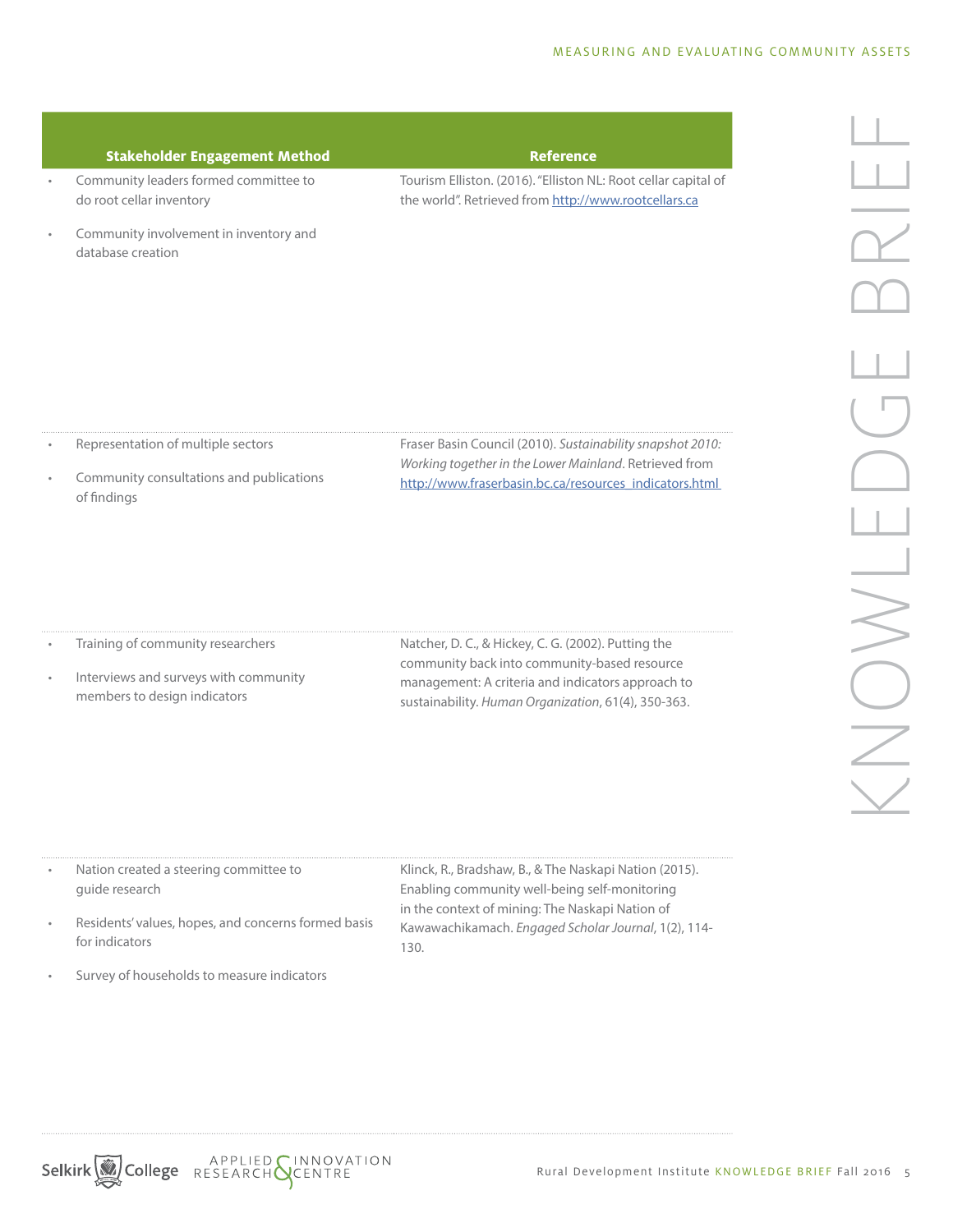| Stakeholder Engagement Method | Reference |
|---|---|
| • Community leaders formed committee to do root cellar inventory<br>• Community involvement in inventory and database creation | Tourism Elliston. (2016). "Elliston NL: Root cellar capital of the world". Retrieved from [http://www.rootcellars.ca](http://www.rootcellars.ca) |
| • Representation of multiple sectors<br>• Community consultations and publications of findings | Fraser Basin Council (2010). *Sustainability snapshot 2010: Working together in the Lower Mainland*. Retrieved from [http://www.fraserbasin.bc.ca/resources_indicators.html](http://www.fraserbasin.bc.ca/resources_indicators.html) |
| • Training of community researchers<br>• Interviews and surveys with community members to design indicators | Natcher, D. C., & Hickey, C. G. (2002). Putting the community back into community-based resource management: A criteria and indicators approach to sustainability. *Human Organization*, 61(4), 350-363. |
| • Nation created a steering committee to guide research<br>• Residents' values, hopes, and concerns formed basis for indicators<br>• Survey of households to measure indicators | Klinck, R., Bradshaw, B., & The Naskapi Nation (2015). Enabling community well-being self-monitoring in the context of mining: The Naskapi Nation of Kawawachikamach. *Engaged Scholar Journal*, 1(2), 114-130. |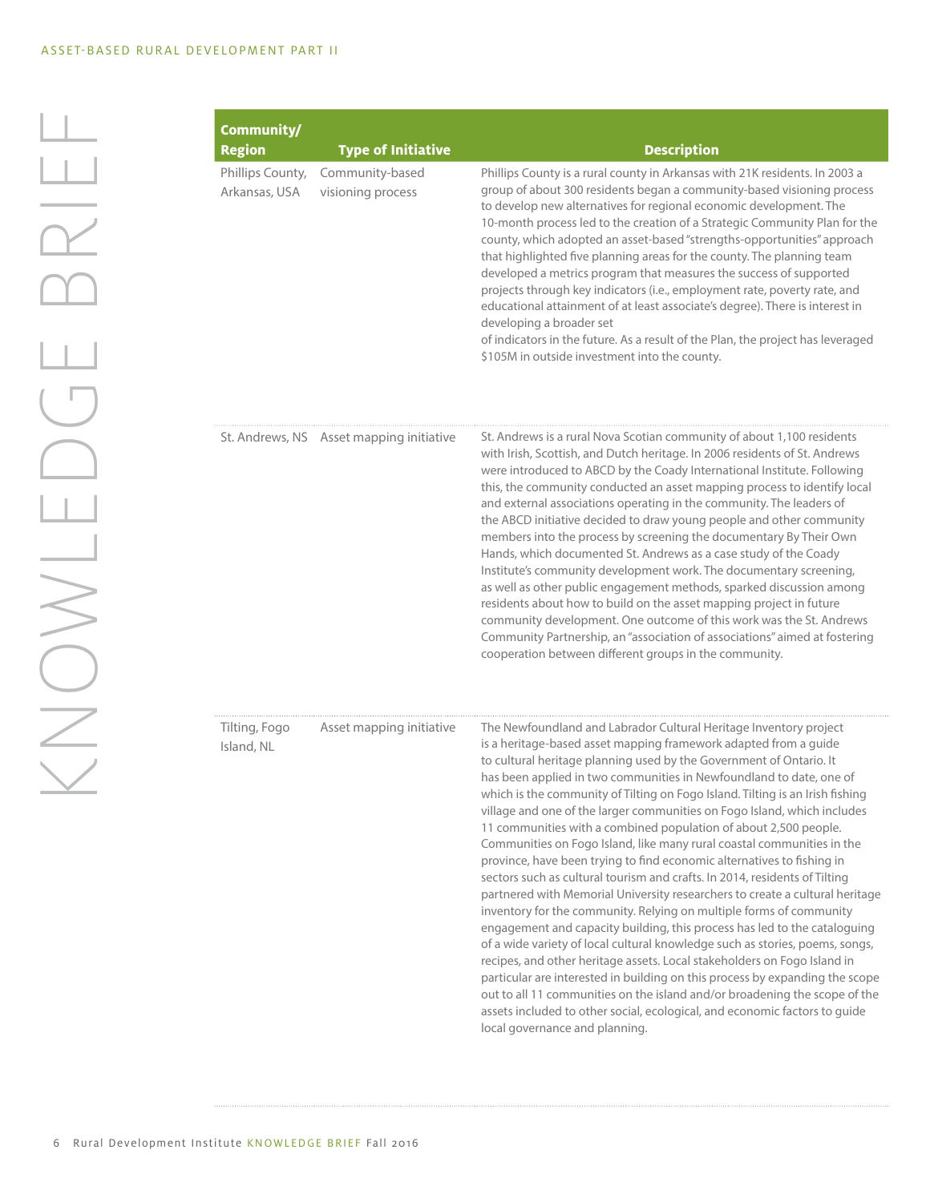| Community/ Region | Type of Initiative | Description |
|---|---|---|
| Phillips County, Arkansas, USA | Community-based visioning process | Phillips County is a rural county in Arkansas with 21K residents. In 2003 a group of about 300 residents began a community-based visioning process to develop new alternatives for regional economic development. The 10-month process led to the creation of a Strategic Community Plan for the county, which adopted an asset-based "strengths-opportunities" approach that highlighted five planning areas for the county. The planning team developed a metrics program that measures the success of supported projects through key indicators (i.e., employment rate, poverty rate, and educational attainment of at least associate's degree). There is interest in developing a broader set of indicators in the future. As a result of the Plan, the project has leveraged $105M in outside investment into the county. |
| St. Andrews, NS | Asset mapping initiative | St. Andrews is a rural Nova Scotian community of about 1,100 residents with Irish, Scottish, and Dutch heritage. In 2006 residents of St. Andrews were introduced to ABCD by the Coady International Institute. Following this, the community conducted an asset mapping process to identify local and external associations operating in the community. The leaders of the ABCD initiative decided to draw young people and other community members into the process by screening the documentary By Their Own Hands, which documented St. Andrews as a case study of the Coady Institute's community development work. The documentary screening, as well as other public engagement methods, sparked discussion among residents about how to build on the asset mapping project in future community development. One outcome of this work was the St. Andrews Community Partnership, an "association of associations" aimed at fostering cooperation between different groups in the community. |
| Tilting, Fogo Island, NL | Asset mapping initiative | The Newfoundland and Labrador Cultural Heritage Inventory project is a heritage-based asset mapping framework adapted from a guide to cultural heritage planning used by the Government of Ontario. It has been applied in two communities in Newfoundland to date, one of which is the community of Tilting on Fogo Island. Tilting is an Irish fishing village and one of the larger communities on Fogo Island, which includes 11 communities with a combined population of about 2,500 people. Communities on Fogo Island, like many rural coastal communities in the province, have been trying to find economic alternatives to fishing in sectors such as cultural tourism and crafts. In 2014, residents of Tilting partnered with Memorial University researchers to create a cultural heritage inventory for the community. Relying on multiple forms of community engagement and capacity building, this process has led to the cataloguing of a wide variety of local cultural knowledge such as stories, poems, songs, recipes, and other heritage assets. Local stakeholders on Fogo Island in particular are interested in building on this process by expanding the scope out to all 11 communities on the island and/or broadening the scope of the assets included to other social, ecological, and economic factors to guide local governance and planning. |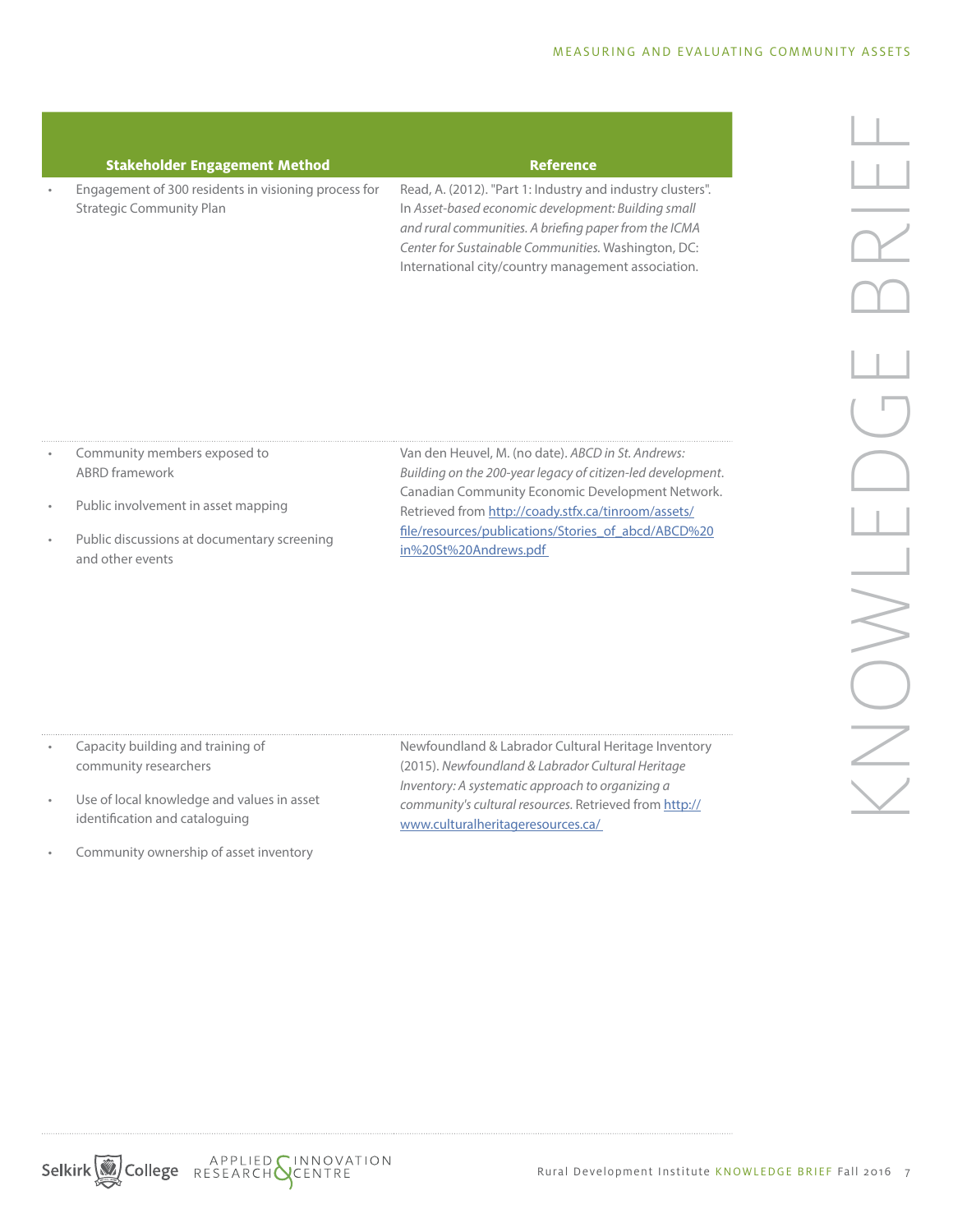| Stakeholder Engagement Method | Reference |
|---|---|
| • Engagement of 300 residents in visioning process for Strategic Community Plan | Read, A. (2012). "Part 1: Industry and industry clusters". In *Asset-based economic development: Building small and rural communities. A briefing paper from the ICMA Center for Sustainable Communities.* Washington, DC: International city/country management association. |
| • Community members exposed to ABRD framework<br>• Public involvement in asset mapping<br>• Public discussions at documentary screening and other events | Van den Heuvel, M. (no date). *ABCD in St. Andrews: Building on the 200-year legacy of citizen-led development*. Canadian Community Economic Development Network. Retrieved from [http://coady.stfx.ca/tinroom/assets/file/resources/publications/Stories_of_abcd/ABCD%20in%20St%20Andrews.pdf](http://coady.stfx.ca/tinroom/assets/file/resources/publications/Stories_of_abcd/ABCD%20in%20St%20Andrews.pdf) |
| • Capacity building and training of community researchers<br>• Use of local knowledge and values in asset identification and cataloguing<br>• Community ownership of asset inventory | Newfoundland & Labrador Cultural Heritage Inventory (2015). *Newfoundland & Labrador Cultural Heritage Inventory: A systematic approach to organizing a community's cultural resources.* Retrieved from [http://www.culturalheritageresources.ca/](http://www.culturalheritageresources.ca/) |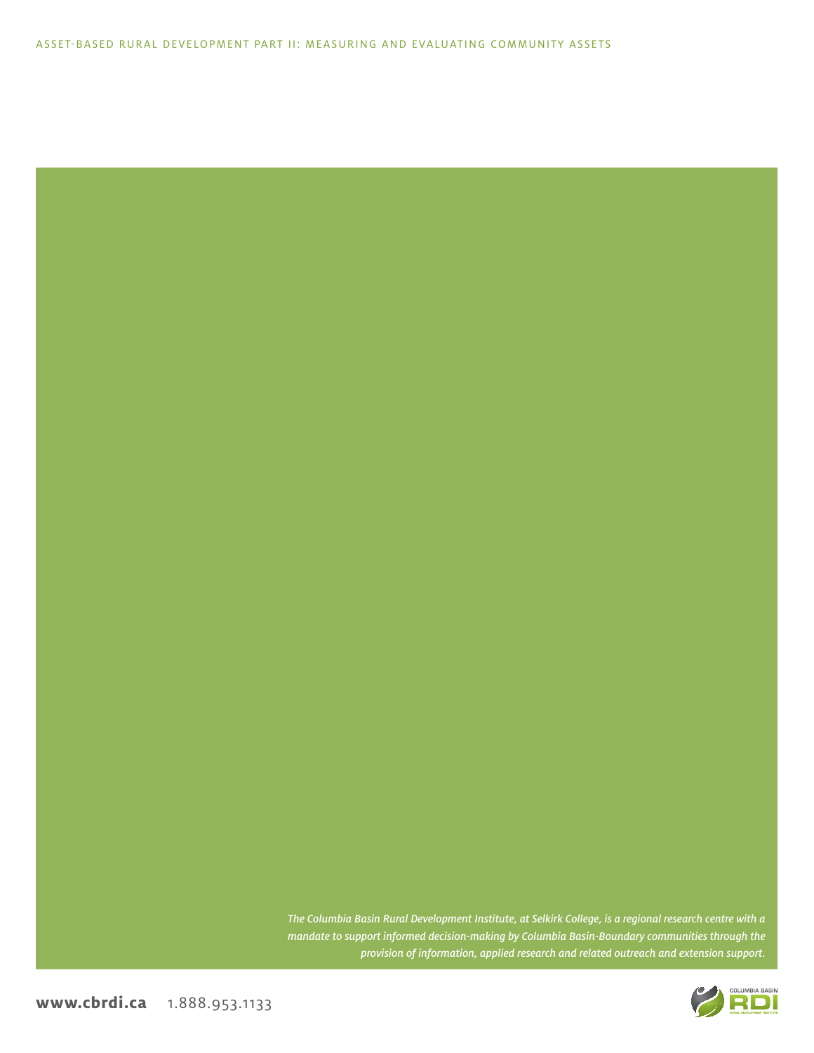*The Columbia Basin Rural Development Institute, at Selkirk College, is a regional research centre with a mandate to support informed decision-making by Columbia Basin-Boundary communities through the provision of information, applied research and related outreach and extension support.*

**www.cbrdi.ca** 1.888.953.1133